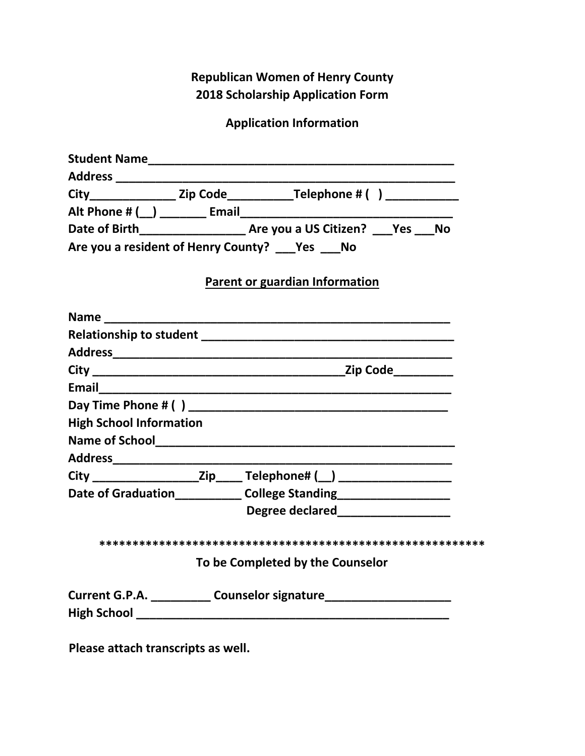**Republican Women of Henry County**
**2018 Scholarship Application Form**

**Application Information**

**Student Name**_______________________________________________
**Address** ___________________________________________________
**City**_____________ **Zip Code**__________**Telephone # (  )** ___________
**Alt Phone # (__)** _______ **Email**_________________________________
**Date of Birth**________________ **Are you a US Citizen?** ___**Yes** ___**No**
**Are you a resident of Henry County?** ___**Yes** ___**No**

**Parent or guardian Information**

**Name** _____________________________________________________
**Relationship to student** ______________________________________
**Address**____________________________________________________
**City** _____________________________________**Zip Code**_________
**Email**______________________________________________________
**Day Time Phone # (  )** _______________________________________
**High School Information**
**Name of School**______________________________________________
**Address**____________________________________________________
**City** ________________**Zip**____ **Telephone# (__)** _________________
**Date of Graduation**__________ **College Standing**_________________
**Degree declared**_________________

**************************************************************

**To be Completed by the Counselor**

**Current G.P.A.** _________ **Counselor signature**___________________
**High School** _________________________________________________

**Please attach transcripts as well.**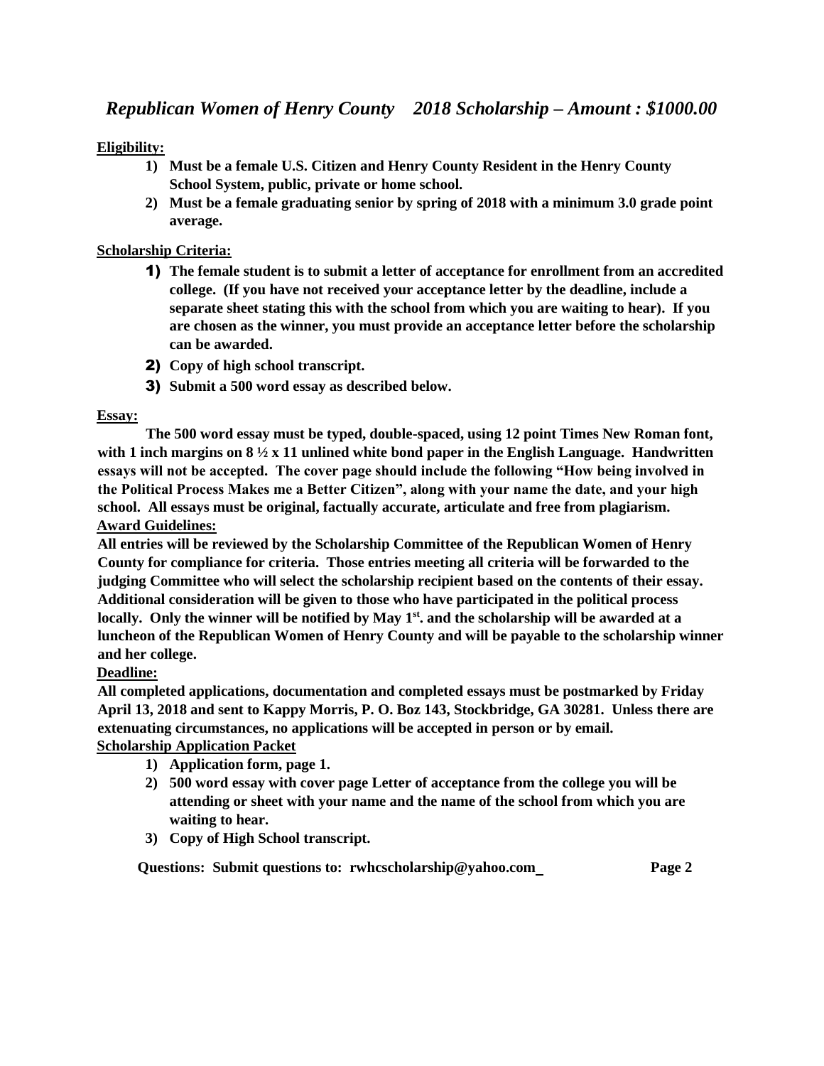## *Republican Women of Henry County 2018 Scholarship – Amount : $1000.00*

**Eligibility:**

1) **Must be a female U.S. Citizen and Henry County Resident in the Henry County School System, public, private or home school.**
2) **Must be a female graduating senior by spring of 2018 with a minimum 3.0 grade point average.**

**Scholarship Criteria:**

1) **The female student is to submit a letter of acceptance for enrollment from an accredited college. (If you have not received your acceptance letter by the deadline, include a separate sheet stating this with the school from which you are waiting to hear). If you are chosen as the winner, you must provide an acceptance letter before the scholarship can be awarded.**
2) **Copy of high school transcript.**
3) **Submit a 500 word essay as described below.**

**Essay:**

**The 500 word essay must be typed, double-spaced, using 12 point Times New Roman font, with 1 inch margins on 8 ½ x 11 unlined white bond paper in the English Language. Handwritten essays will not be accepted. The cover page should include the following "How being involved in the Political Process Makes me a Better Citizen", along with your name the date, and your high school. All essays must be original, factually accurate, articulate and free from plagiarism.**

**Award Guidelines:**

**All entries will be reviewed by the Scholarship Committee of the Republican Women of Henry County for compliance for criteria. Those entries meeting all criteria will be forwarded to the judging Committee who will select the scholarship recipient based on the contents of their essay. Additional consideration will be given to those who have participated in the political process locally. Only the winner will be notified by May 1st. and the scholarship will be awarded at a luncheon of the Republican Women of Henry County and will be payable to the scholarship winner and her college.**

**Deadline:**

**All completed applications, documentation and completed essays must be postmarked by Friday April 13, 2018 and sent to Kappy Morris, P. O. Boz 143, Stockbridge, GA 30281. Unless there are extenuating circumstances, no applications will be accepted in person or by email.**

**Scholarship Application Packet**

1) **Application form, page 1.**
2) **500 word essay with cover page Letter of acceptance from the college you will be attending or sheet with your name and the name of the school from which you are waiting to hear.**
3) **Copy of High School transcript.**

**Questions: Submit questions to: rwhcscholarship@yahoo.com**